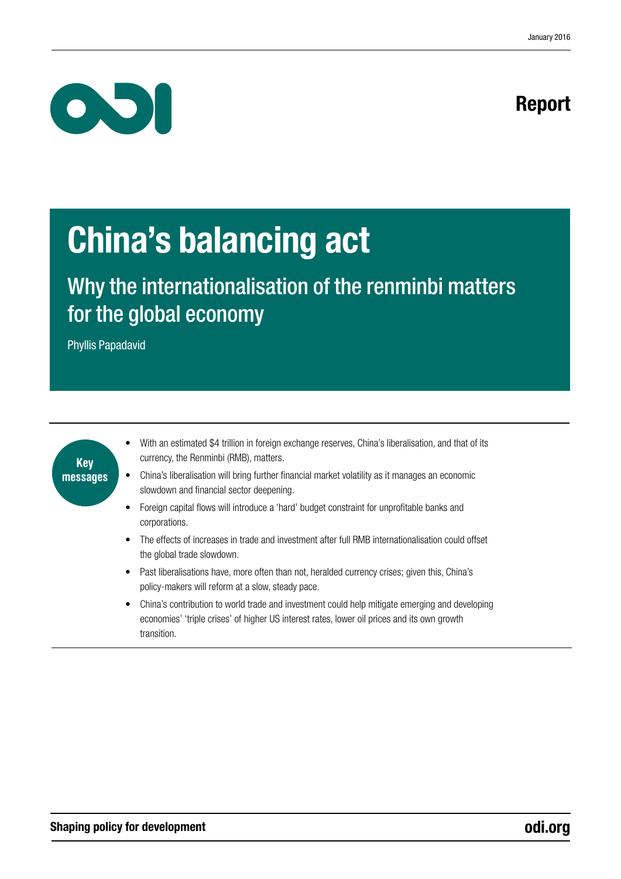January 2016

Report

# China's balancing act

## Why the internationalisation of the renminbi matters for the global economy

Phyllis Papadavid

**Key messages**

- With an estimated $4 trillion in foreign exchange reserves, China's liberalisation, and that of its currency, the Renminbi (RMB), matters.
- China's liberalisation will bring further financial market volatility as it manages an economic slowdown and financial sector deepening.
- Foreign capital flows will introduce a 'hard' budget constraint for unprofitable banks and corporations.
- The effects of increases in trade and investment after full RMB internationalisation could offset the global trade slowdown.
- Past liberalisations have, more often than not, heralded currency crises; given this, China's policy-makers will reform at a slow, steady pace.
- China's contribution to world trade and investment could help mitigate emerging and developing economies' 'triple crises' of higher US interest rates, lower oil prices and its own growth transition.

**Shaping policy for development** **odi.org**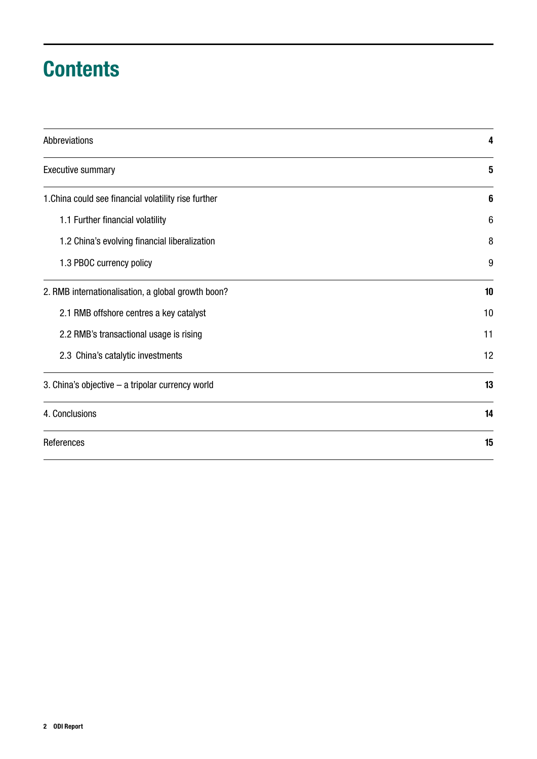# Contents

| | |
|---|---|
| Abbreviations | **4** |
| Executive summary | **5** |
| 1.China could see financial volatility rise further | **6** |
| 1.1 Further financial volatility | 6 |
| 1.2 China's evolving financial liberalization | 8 |
| 1.3 PBOC currency policy | 9 |
| 2. RMB internationalisation, a global growth boon? | **10** |
| 2.1 RMB offshore centres a key catalyst | 10 |
| 2.2 RMB's transactional usage is rising | 11 |
| 2.3 China's catalytic investments | 12 |
| 3. China's objective – a tripolar currency world | **13** |
| 4. Conclusions | **14** |
| References | **15** |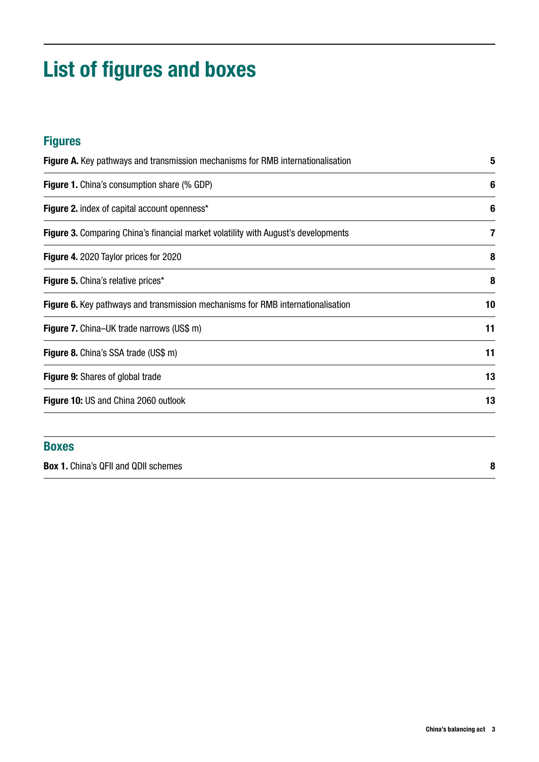# List of figures and boxes

## Figures

| | |
|---|---|
| **Figure A.** Key pathways and transmission mechanisms for RMB internationalisation | 5 |
| **Figure 1.** China's consumption share (% GDP) | 6 |
| **Figure 2.** index of capital account openness* | 6 |
| **Figure 3.** Comparing China's financial market volatility with August's developments | 7 |
| **Figure 4.** 2020 Taylor prices for 2020 | 8 |
| **Figure 5.** China's relative prices* | 8 |
| **Figure 6.** Key pathways and transmission mechanisms for RMB internationalisation | 10 |
| **Figure 7.** China–UK trade narrows (US$ m) | 11 |
| **Figure 8.** China's SSA trade (US$ m) | 11 |
| **Figure 9:** Shares of global trade | 13 |
| **Figure 10:** US and China 2060 outlook | 13 |

## Boxes

| | |
|---|---|
| **Box 1.** China's QFII and QDII schemes | 8 |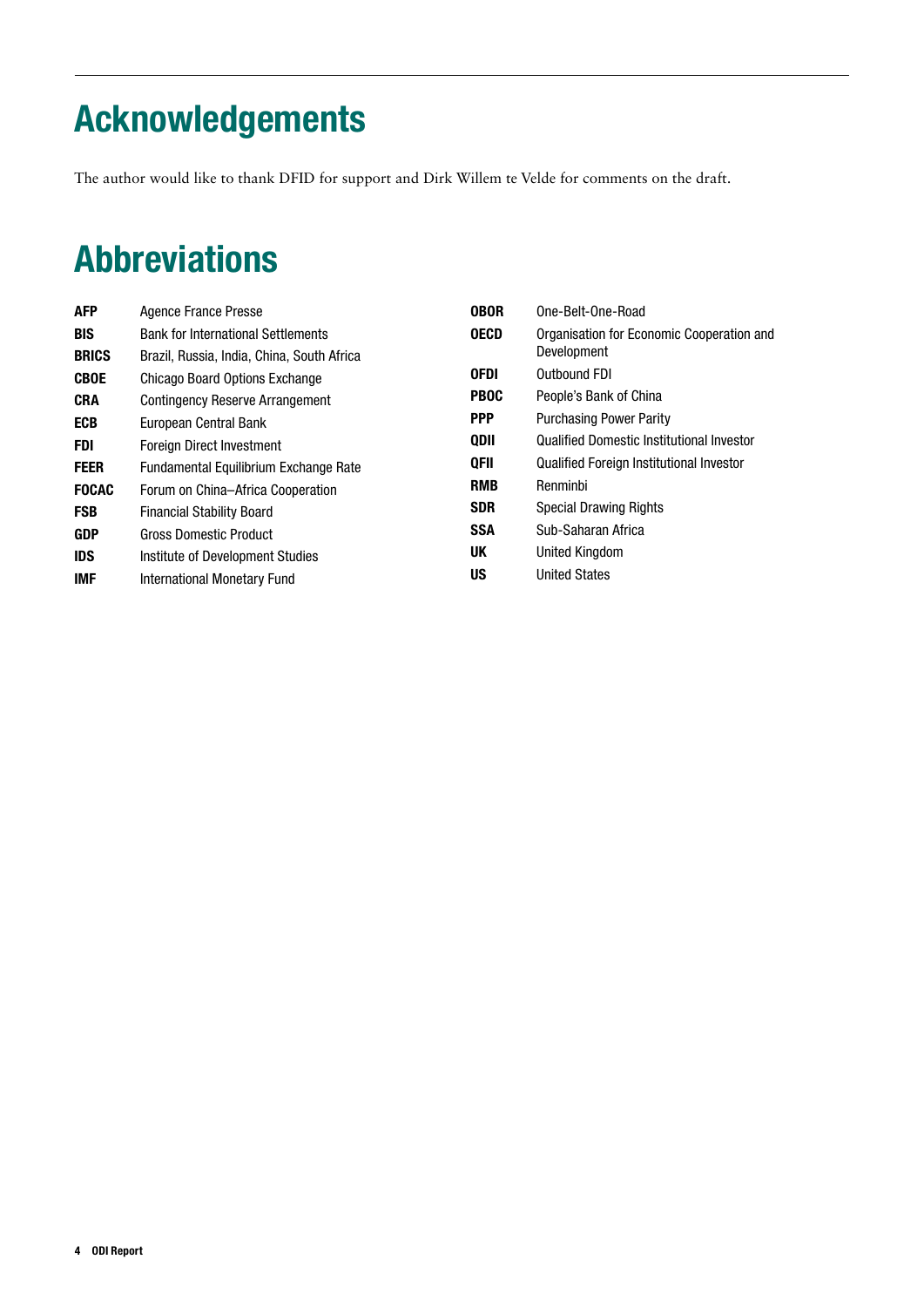# Acknowledgements

The author would like to thank DFID for support and Dirk Willem te Velde for comments on the draft.

# Abbreviations

| | |
|---|---|
| **AFP** | Agence France Presse |
| **BIS** | Bank for International Settlements |
| **BRICS** | Brazil, Russia, India, China, South Africa |
| **CBOE** | Chicago Board Options Exchange |
| **CRA** | Contingency Reserve Arrangement |
| **ECB** | European Central Bank |
| **FDI** | Foreign Direct Investment |
| **FEER** | Fundamental Equilibrium Exchange Rate |
| **FOCAC** | Forum on China–Africa Cooperation |
| **FSB** | Financial Stability Board |
| **GDP** | Gross Domestic Product |
| **IDS** | Institute of Development Studies |
| **IMF** | International Monetary Fund |
| **OBOR** | One-Belt-One-Road |
| **OECD** | Organisation for Economic Cooperation and Development |
| **OFDI** | Outbound FDI |
| **PBOC** | People's Bank of China |
| **PPP** | Purchasing Power Parity |
| **QDII** | Qualified Domestic Institutional Investor |
| **QFII** | Qualified Foreign Institutional Investor |
| **RMB** | Renminbi |
| **SDR** | Special Drawing Rights |
| **SSA** | Sub-Saharan Africa |
| **UK** | United Kingdom |
| **US** | United States |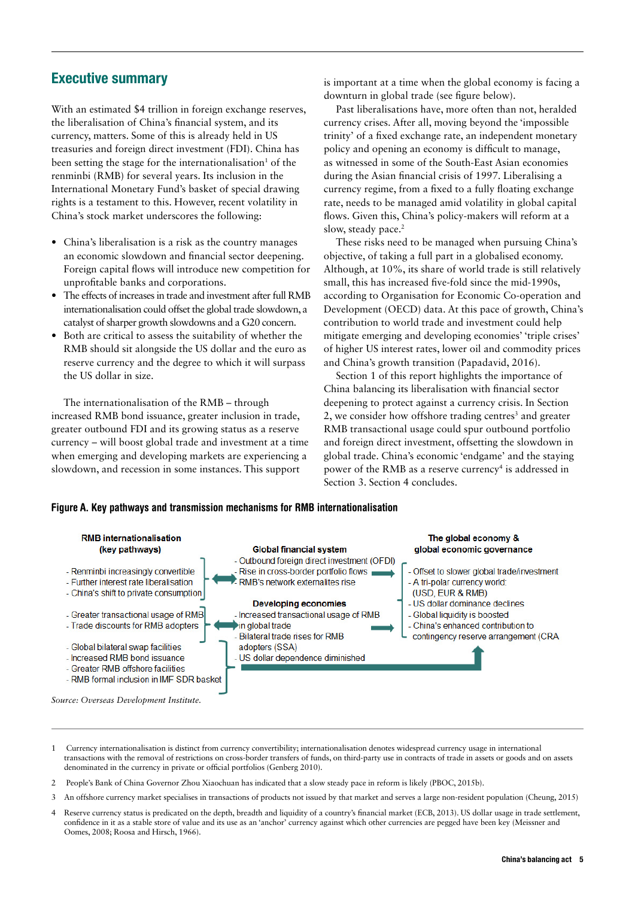## Executive summary

With an estimated $4 trillion in foreign exchange reserves, the liberalisation of China's financial system, and its currency, matters. Some of this is already held in US treasuries and foreign direct investment (FDI). China has been setting the stage for the internationalisation[1] of the renminbi (RMB) for several years. Its inclusion in the International Monetary Fund's basket of special drawing rights is a testament to this. However, recent volatility in China's stock market underscores the following:

- China's liberalisation is a risk as the country manages an economic slowdown and financial sector deepening. Foreign capital flows will introduce new competition for unprofitable banks and corporations.
- The effects of increases in trade and investment after full RMB internationalisation could offset the global trade slowdown, a catalyst of sharper growth slowdowns and a G20 concern.
- Both are critical to assess the suitability of whether the RMB should sit alongside the US dollar and the euro as reserve currency and the degree to which it will surpass the US dollar in size.

The internationalisation of the RMB – through increased RMB bond issuance, greater inclusion in trade, greater outbound FDI and its growing status as a reserve currency – will boost global trade and investment at a time when emerging and developing markets are experiencing a slowdown, and recession in some instances. This support is important at a time when the global economy is facing a downturn in global trade (see figure below).

Past liberalisations have, more often than not, heralded currency crises. After all, moving beyond the 'impossible trinity' of a fixed exchange rate, an independent monetary policy and opening an economy is difficult to manage, as witnessed in some of the South-East Asian economies during the Asian financial crisis of 1997. Liberalising a currency regime, from a fixed to a fully floating exchange rate, needs to be managed amid volatility in global capital flows. Given this, China's policy-makers will reform at a slow, steady pace.[2]

These risks need to be managed when pursuing China's objective, of taking a full part in a globalised economy. Although, at 10%, its share of world trade is still relatively small, this has increased five-fold since the mid-1990s, according to Organisation for Economic Co-operation and Development (OECD) data. At this pace of growth, China's contribution to world trade and investment could help mitigate emerging and developing economies' 'triple crises' of higher US interest rates, lower oil and commodity prices and China's growth transition (Papadavid, 2016).

Section 1 of this report highlights the importance of China balancing its liberalisation with financial sector deepening to protect against a currency crisis. In Section 2, we consider how offshore trading centres[3] and greater RMB transactional usage could spur outbound portfolio and foreign direct investment, offsetting the slowdown in global trade. China's economic 'endgame' and the staying power of the RMB as a reserve currency[4] is addressed in Section 3. Section 4 concludes.

**Figure A. Key pathways and transmission mechanisms for RMB internationalisation**

**RMB internationalisation (key pathways)**

- Renminbi increasingly convertible
- Further interest rate liberalisation
- China's shift to private consumption

- Greater transactional usage of RMB
- Trade discounts for RMB adopters

- Global bilateral swap facilities
- Increased RMB bond issuance
- Greater RMB offshore facilities
- RMB formal inclusion in IMF SDR basket

**Global financial system**

- Outbound foreign direct investment (OFDI)
- Rise in cross-border portfolio flows
- RMB's network externalites rise

**Developing economies**

- Increased transactional usage of RMB in global trade
- Bilateral trade rises for RMB adopters (SSA)
- US dollar dependence diminished

**The global economy & global economic governance**

- Offset to slower global trade/investment
- A tri-polar currency world: (USD, EUR & RMB)
- US dollar dominance declines
- Global liquidity is boosted
- China's enhanced contribution to contingency reserve arrangement (CRA

*Source: Overseas Development Institute.*

---

1 Currency internationalisation is distinct from currency convertibility; internationalisation denotes widespread currency usage in international transactions with the removal of restrictions on cross-border transfers of funds, on third-party use in contracts of trade in assets or goods and on assets denominated in the currency in private or official portfolios (Genberg 2010).

2 People's Bank of China Governor Zhou Xiaochuan has indicated that a slow steady pace in reform is likely (PBOC, 2015b).

3 An offshore currency market specialises in transactions of products not issued by that market and serves a large non-resident population (Cheung, 2015)

4 Reserve currency status is predicated on the depth, breadth and liquidity of a country's financial market (ECB, 2013). US dollar usage in trade settlement, confidence in it as a stable store of value and its use as an 'anchor' currency against which other currencies are pegged have been key (Meissner and Oomes, 2008; Roosa and Hirsch, 1966).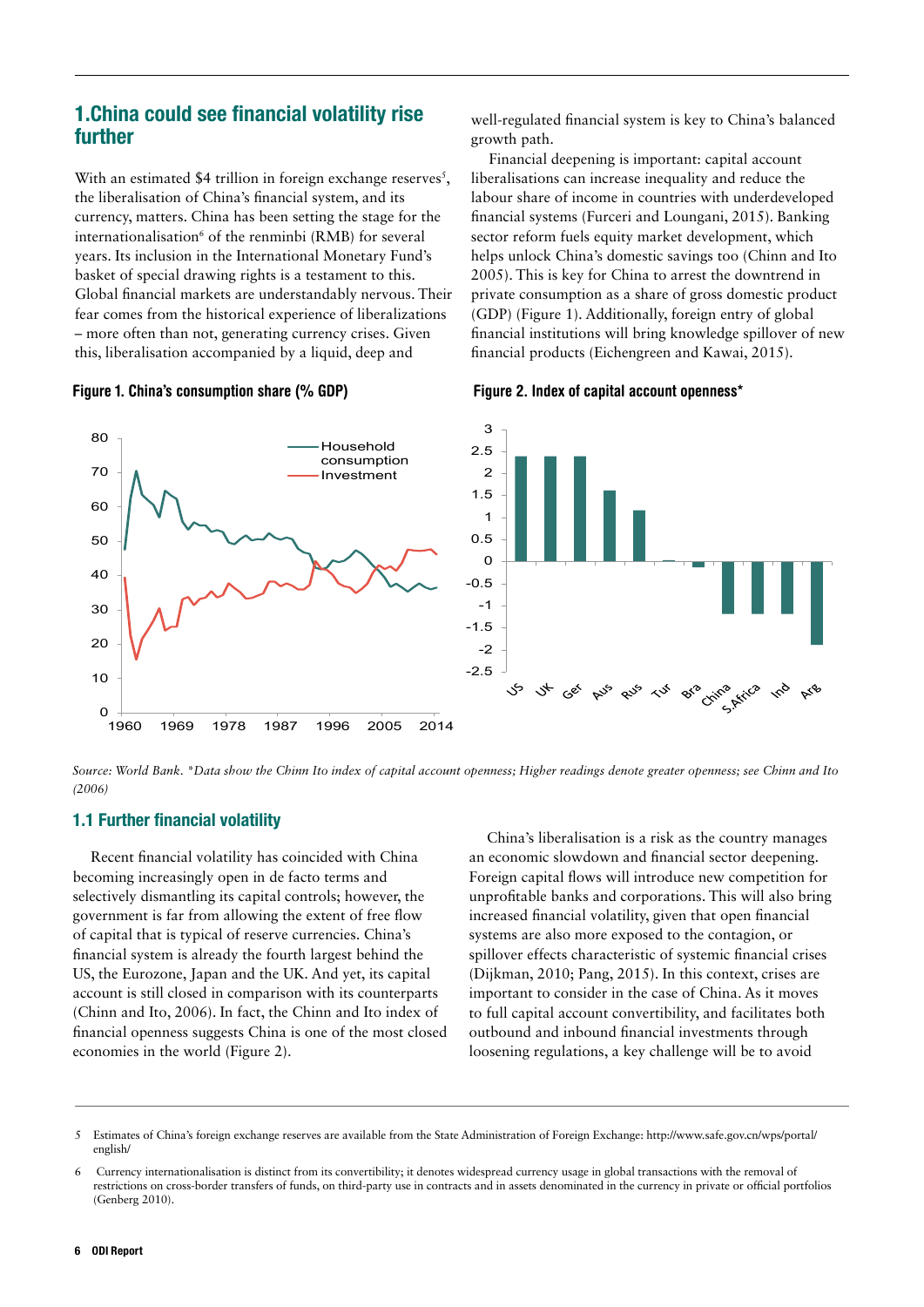## 1.China could see financial volatility rise further

With an estimated $4 trillion in foreign exchange reserves[5], the liberalisation of China's financial system, and its currency, matters. China has been setting the stage for the internationalisation[6] of the renminbi (RMB) for several years. Its inclusion in the International Monetary Fund's basket of special drawing rights is a testament to this. Global financial markets are understandably nervous. Their fear comes from the historical experience of liberalizations – more often than not, generating currency crises. Given this, liberalisation accompanied by a liquid, deep and well-regulated financial system is key to China's balanced growth path.

Financial deepening is important: capital account liberalisations can increase inequality and reduce the labour share of income in countries with underdeveloped financial systems (Furceri and Loungani, 2015). Banking sector reform fuels equity market development, which helps unlock China's domestic savings too (Chinn and Ito 2005). This is key for China to arrest the downtrend in private consumption as a share of gross domestic product (GDP) (Figure 1). Additionally, foreign entry of global financial institutions will bring knowledge spillover of new financial products (Eichengreen and Kawai, 2015).

**Figure 1. China's consumption share (% GDP)**

**Figure 2. Index of capital account openness***

*Source: World Bank. *Data show the Chinn Ito index of capital account openness; Higher readings denote greater openness; see Chinn and Ito (2006)*

### 1.1 Further financial volatility

Recent financial volatility has coincided with China becoming increasingly open in de facto terms and selectively dismantling its capital controls; however, the government is far from allowing the extent of free flow of capital that is typical of reserve currencies. China's financial system is already the fourth largest behind the US, the Eurozone, Japan and the UK. And yet, its capital account is still closed in comparison with its counterparts (Chinn and Ito, 2006). In fact, the Chinn and Ito index of financial openness suggests China is one of the most closed economies in the world (Figure 2).

China's liberalisation is a risk as the country manages an economic slowdown and financial sector deepening. Foreign capital flows will introduce new competition for unprofitable banks and corporations. This will also bring increased financial volatility, given that open financial systems are also more exposed to the contagion, or spillover effects characteristic of systemic financial crises (Dijkman, 2010; Pang, 2015). In this context, crises are important to consider in the case of China. As it moves to full capital account convertibility, and facilitates both outbound and inbound financial investments through loosening regulations, a key challenge will be to avoid

5 Estimates of China's foreign exchange reserves are available from the State Administration of Foreign Exchange: http://www.safe.gov.cn/wps/portal/english/

6 Currency internationalisation is distinct from its convertibility; it denotes widespread currency usage in global transactions with the removal of restrictions on cross-border transfers of funds, on third-party use in contracts and in assets denominated in the currency in private or official portfolios (Genberg 2010).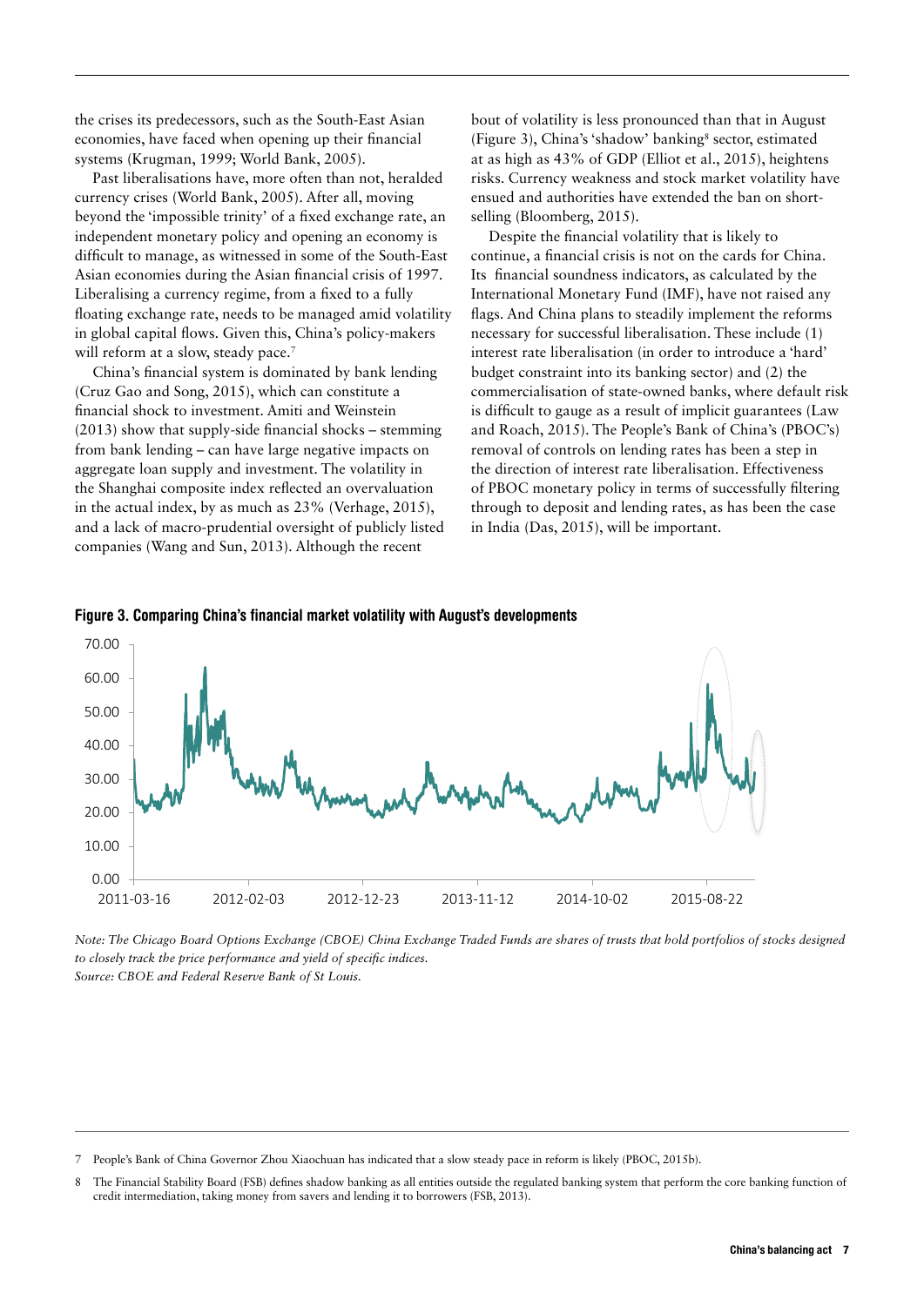the crises its predecessors, such as the South-East Asian economies, have faced when opening up their financial systems (Krugman, 1999; World Bank, 2005).

Past liberalisations have, more often than not, heralded currency crises (World Bank, 2005). After all, moving beyond the 'impossible trinity' of a fixed exchange rate, an independent monetary policy and opening an economy is difficult to manage, as witnessed in some of the South-East Asian economies during the Asian financial crisis of 1997. Liberalising a currency regime, from a fixed to a fully floating exchange rate, needs to be managed amid volatility in global capital flows. Given this, China's policy-makers will reform at a slow, steady pace.[7]

China's financial system is dominated by bank lending (Cruz Gao and Song, 2015), which can constitute a financial shock to investment. Amiti and Weinstein (2013) show that supply-side financial shocks – stemming from bank lending – can have large negative impacts on aggregate loan supply and investment. The volatility in the Shanghai composite index reflected an overvaluation in the actual index, by as much as 23% (Verhage, 2015), and a lack of macro-prudential oversight of publicly listed companies (Wang and Sun, 2013). Although the recent bout of volatility is less pronounced than that in August (Figure 3), China's 'shadow' banking[8] sector, estimated at as high as 43% of GDP (Elliot et al., 2015), heightens risks. Currency weakness and stock market volatility have ensued and authorities have extended the ban on short-selling (Bloomberg, 2015).

Despite the financial volatility that is likely to continue, a financial crisis is not on the cards for China. Its financial soundness indicators, as calculated by the International Monetary Fund (IMF), have not raised any flags. And China plans to steadily implement the reforms necessary for successful liberalisation. These include (1) interest rate liberalisation (in order to introduce a 'hard' budget constraint into its banking sector) and (2) the commercialisation of state-owned banks, where default risk is difficult to gauge as a result of implicit guarantees (Law and Roach, 2015). The People's Bank of China's (PBOC's) removal of controls on lending rates has been a step in the direction of interest rate liberalisation. Effectiveness of PBOC monetary policy in terms of successfully filtering through to deposit and lending rates, as has been the case in India (Das, 2015), will be important.

**Figure 3. Comparing China's financial market volatility with August's developments**

*Note: The Chicago Board Options Exchange (CBOE) China Exchange Traded Funds are shares of trusts that hold portfolios of stocks designed to closely track the price performance and yield of specific indices.*
*Source: CBOE and Federal Reserve Bank of St Louis.*

---

7 People's Bank of China Governor Zhou Xiaochuan has indicated that a slow steady pace in reform is likely (PBOC, 2015b).

8 The Financial Stability Board (FSB) defines shadow banking as all entities outside the regulated banking system that perform the core banking function of credit intermediation, taking money from savers and lending it to borrowers (FSB, 2013).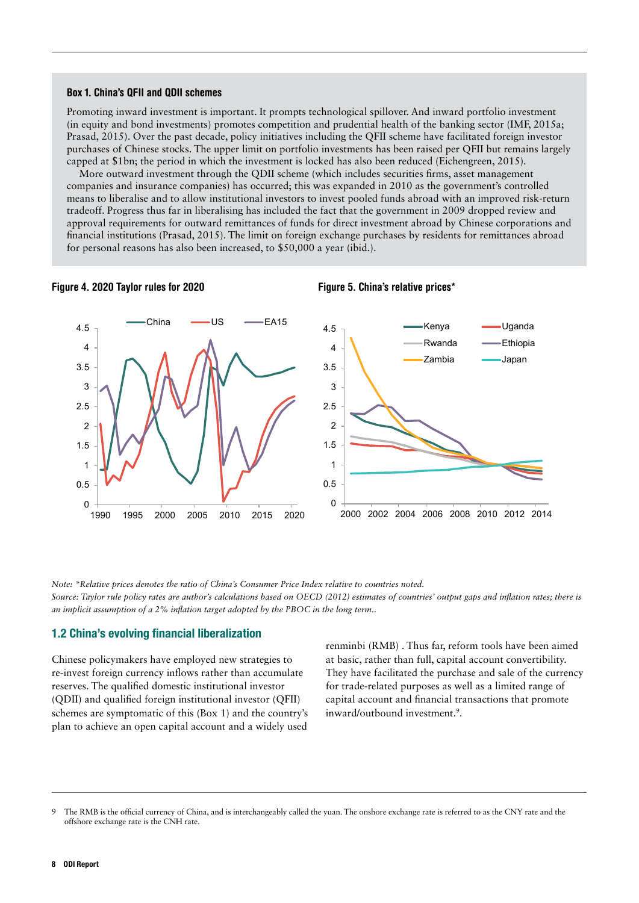**Box 1. China's QFII and QDII schemes**

Promoting inward investment is important. It prompts technological spillover. And inward portfolio investment (in equity and bond investments) promotes competition and prudential health of the banking sector (IMF, 2015a; Prasad, 2015). Over the past decade, policy initiatives including the QFII scheme have facilitated foreign investor purchases of Chinese stocks. The upper limit on portfolio investments has been raised per QFII but remains largely capped at $1bn; the period in which the investment is locked has also been reduced (Eichengreen, 2015).

More outward investment through the QDII scheme (which includes securities firms, asset management companies and insurance companies) has occurred; this was expanded in 2010 as the government's controlled means to liberalise and to allow institutional investors to invest pooled funds abroad with an improved risk-return tradeoff. Progress thus far in liberalising has included the fact that the government in 2009 dropped review and approval requirements for outward remittances of funds for direct investment abroad by Chinese corporations and financial institutions (Prasad, 2015). The limit on foreign exchange purchases by residents for remittances abroad for personal reasons has also been increased, to $50,000 a year (ibid.).

**Figure 4. 2020 Taylor rules for 2020**

**Figure 5. China's relative prices***

*Note: \*Relative prices denotes the ratio of China's Consumer Price Index relative to countries noted.*
*Source: Taylor rule policy rates are author's calculations based on OECD (2012) estimates of countries' output gaps and inflation rates; there is an implicit assumption of a 2% inflation target adopted by the PBOC in the long term..*

## 1.2 China's evolving financial liberalization

Chinese policymakers have employed new strategies to re-invest foreign currency inflows rather than accumulate reserves. The qualified domestic institutional investor (QDII) and qualified foreign institutional investor (QFII) schemes are symptomatic of this (Box 1) and the country's plan to achieve an open capital account and a widely used renminbi (RMB) . Thus far, reform tools have been aimed at basic, rather than full, capital account convertibility. They have facilitated the purchase and sale of the currency for trade-related purposes as well as a limited range of capital account and financial transactions that promote inward/outbound investment.[9].

9 The RMB is the official currency of China, and is interchangeably called the yuan. The onshore exchange rate is referred to as the CNY rate and the offshore exchange rate is the CNH rate.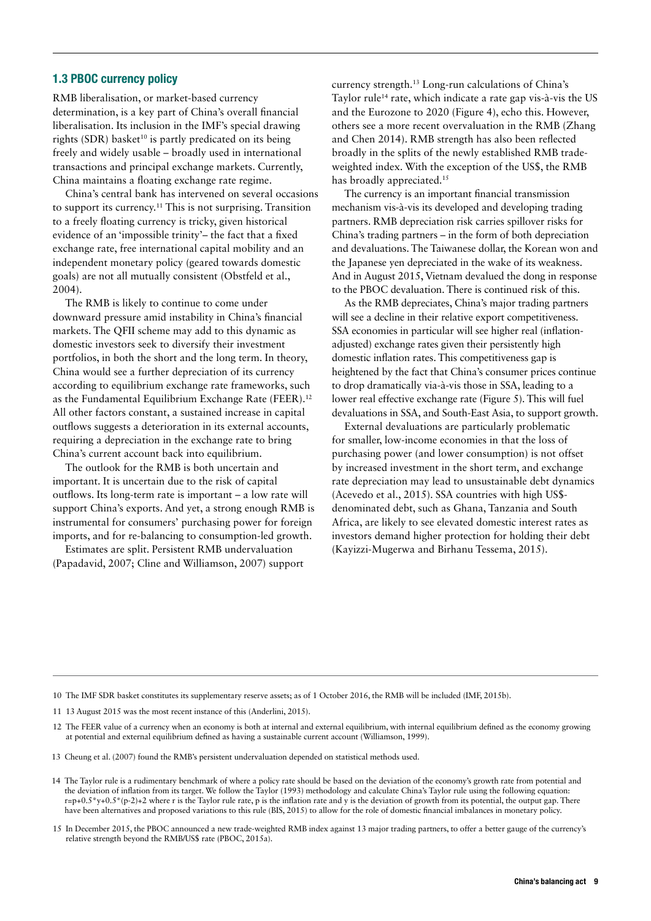### 1.3 PBOC currency policy

RMB liberalisation, or market-based currency determination, is a key part of China's overall financial liberalisation. Its inclusion in the IMF's special drawing rights (SDR) basket[10] is partly predicated on its being freely and widely usable – broadly used in international transactions and principal exchange markets. Currently, China maintains a floating exchange rate regime.

China's central bank has intervened on several occasions to support its currency.[11] This is not surprising. Transition to a freely floating currency is tricky, given historical evidence of an 'impossible trinity'– the fact that a fixed exchange rate, free international capital mobility and an independent monetary policy (geared towards domestic goals) are not all mutually consistent (Obstfeld et al., 2004).

The RMB is likely to continue to come under downward pressure amid instability in China's financial markets. The QFII scheme may add to this dynamic as domestic investors seek to diversify their investment portfolios, in both the short and the long term. In theory, China would see a further depreciation of its currency according to equilibrium exchange rate frameworks, such as the Fundamental Equilibrium Exchange Rate (FEER).[12] All other factors constant, a sustained increase in capital outflows suggests a deterioration in its external accounts, requiring a depreciation in the exchange rate to bring China's current account back into equilibrium.

The outlook for the RMB is both uncertain and important. It is uncertain due to the risk of capital outflows. Its long-term rate is important – a low rate will support China's exports. And yet, a strong enough RMB is instrumental for consumers' purchasing power for foreign imports, and for re-balancing to consumption-led growth.

Estimates are split. Persistent RMB undervaluation (Papadavid, 2007; Cline and Williamson, 2007) support currency strength.[13] Long-run calculations of China's Taylor rule[14] rate, which indicate a rate gap vis-à-vis the US and the Eurozone to 2020 (Figure 4), echo this. However, others see a more recent overvaluation in the RMB (Zhang and Chen 2014). RMB strength has also been reflected broadly in the splits of the newly established RMB trade-weighted index. With the exception of the US$, the RMB has broadly appreciated.[15]

The currency is an important financial transmission mechanism vis-à-vis its developed and developing trading partners. RMB depreciation risk carries spillover risks for China's trading partners – in the form of both depreciation and devaluations. The Taiwanese dollar, the Korean won and the Japanese yen depreciated in the wake of its weakness. And in August 2015, Vietnam devalued the dong in response to the PBOC devaluation. There is continued risk of this.

As the RMB depreciates, China's major trading partners will see a decline in their relative export competitiveness. SSA economies in particular will see higher real (inflation-adjusted) exchange rates given their persistently high domestic inflation rates. This competitiveness gap is heightened by the fact that China's consumer prices continue to drop dramatically via-à-vis those in SSA, leading to a lower real effective exchange rate (Figure 5). This will fuel devaluations in SSA, and South-East Asia, to support growth.

External devaluations are particularly problematic for smaller, low-income economies in that the loss of purchasing power (and lower consumption) is not offset by increased investment in the short term, and exchange rate depreciation may lead to unsustainable debt dynamics (Acevedo et al., 2015). SSA countries with high US$-denominated debt, such as Ghana, Tanzania and South Africa, are likely to see elevated domestic interest rates as investors demand higher protection for holding their debt (Kayizzi-Mugerwa and Birhanu Tessema, 2015).

---

10 The IMF SDR basket constitutes its supplementary reserve assets; as of 1 October 2016, the RMB will be included (IMF, 2015b).

11 13 August 2015 was the most recent instance of this (Anderlini, 2015).

12 The FEER value of a currency when an economy is both at internal and external equilibrium, with internal equilibrium defined as the economy growing at potential and external equilibrium defined as having a sustainable current account (Williamson, 1999).

13 Cheung et al. (2007) found the RMB's persistent undervaluation depended on statistical methods used.

14 The Taylor rule is a rudimentary benchmark of where a policy rate should be based on the deviation of the economy's growth rate from potential and the deviation of inflation from its target. We follow the Taylor (1993) methodology and calculate China's Taylor rule using the following equation: $r=p+0.5*y+0.5*(p-2)+2$ where r is the Taylor rule rate, p is the inflation rate and y is the deviation of growth from its potential, the output gap. There have been alternatives and proposed variations to this rule (BIS, 2015) to allow for the role of domestic financial imbalances in monetary policy.

15 In December 2015, the PBOC announced a new trade-weighted RMB index against 13 major trading partners, to offer a better gauge of the currency's relative strength beyond the RMB/US$ rate (PBOC, 2015a).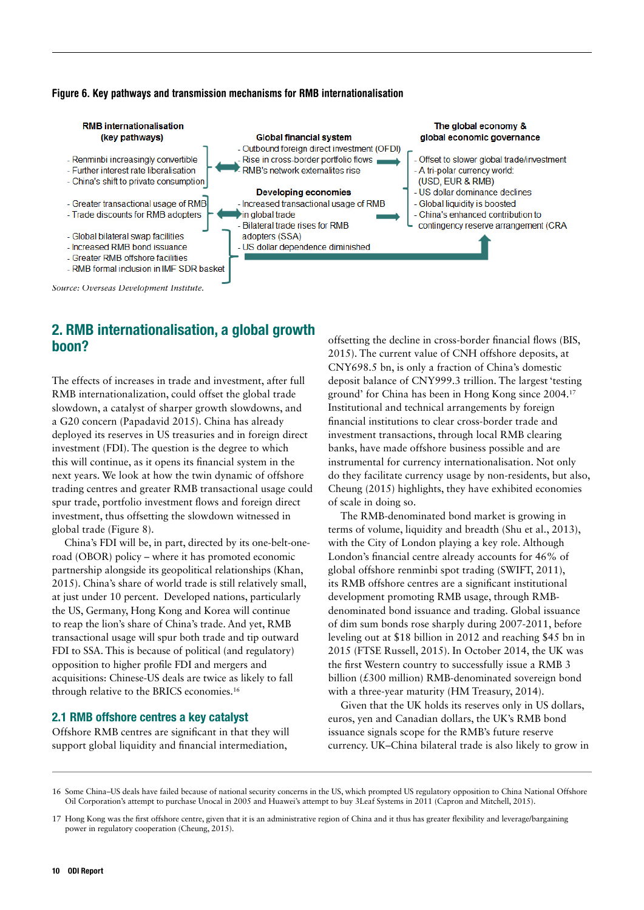**Figure 6. Key pathways and transmission mechanisms for RMB internationalisation**

**RMB internationalisation (key pathways)**

- Renminbi increasingly convertible
- Further interest rate liberalisation
- China's shift to private consumption

- Greater transactional usage of RMB
- Trade discounts for RMB adopters

- Global bilateral swap facilities
- Increased RMB bond issuance
- Greater RMB offshore facilities
- RMB formal inclusion in IMF SDR basket

**Global financial system**

- Outbound foreign direct investment (OFDI)
- Rise in cross-border portfolio flows
- RMB's network externalites rise

**Developing economies**

- Increased transactional usage of RMB in global trade
- Bilateral trade rises for RMB adopters (SSA)
- US dollar dependence diminished

**The global economy & global economic governance**

- Offset to slower global trade/investment
- A tri-polar currency world: (USD, EUR & RMB)
- US dollar dominance declines
- Global liquidity is boosted
- China's enhanced contribution to contingency reserve arrangement (CRA

Source: Overseas Development Institute.

## 2. RMB internationalisation, a global growth boon?

The effects of increases in trade and investment, after full RMB internationalization, could offset the global trade slowdown, a catalyst of sharper growth slowdowns, and a G20 concern (Papadavid 2015). China has already deployed its reserves in US treasuries and in foreign direct investment (FDI). The question is the degree to which this will continue, as it opens its financial system in the next years. We look at how the twin dynamic of offshore trading centres and greater RMB transactional usage could spur trade, portfolio investment flows and foreign direct investment, thus offsetting the slowdown witnessed in global trade (Figure 8).

China's FDI will be, in part, directed by its one-belt-one-road (OBOR) policy – where it has promoted economic partnership alongside its geopolitical relationships (Khan, 2015). China's share of world trade is still relatively small, at just under 10 percent. Developed nations, particularly the US, Germany, Hong Kong and Korea will continue to reap the lion's share of China's trade. And yet, RMB transactional usage will spur both trade and tip outward FDI to SSA. This is because of political (and regulatory) opposition to higher profile FDI and mergers and acquisitions: Chinese-US deals are twice as likely to fall through relative to the BRICS economies.[16]

### 2.1 RMB offshore centres a key catalyst

Offshore RMB centres are significant in that they will support global liquidity and financial intermediation, offsetting the decline in cross-border financial flows (BIS, 2015). The current value of CNH offshore deposits, at CNY698.5 bn, is only a fraction of China's domestic deposit balance of CNY999.3 trillion. The largest 'testing ground' for China has been in Hong Kong since 2004.[17] Institutional and technical arrangements by foreign financial institutions to clear cross-border trade and investment transactions, through local RMB clearing banks, have made offshore business possible and are instrumental for currency internationalisation. Not only do they facilitate currency usage by non-residents, but also, Cheung (2015) highlights, they have exhibited economies of scale in doing so.

The RMB-denominated bond market is growing in terms of volume, liquidity and breadth (Shu et al., 2013), with the City of London playing a key role. Although London's financial centre already accounts for 46% of global offshore renminbi spot trading (SWIFT, 2011), its RMB offshore centres are a significant institutional development promoting RMB usage, through RMB-denominated bond issuance and trading. Global issuance of dim sum bonds rose sharply during 2007-2011, before leveling out at $18 billion in 2012 and reaching $45 bn in 2015 (FTSE Russell, 2015). In October 2014, the UK was the first Western country to successfully issue a RMB 3 billion (£300 million) RMB-denominated sovereign bond with a three-year maturity (HM Treasury, 2014).

Given that the UK holds its reserves only in US dollars, euros, yen and Canadian dollars, the UK's RMB bond issuance signals scope for the RMB's future reserve currency. UK–China bilateral trade is also likely to grow in

---

16 Some China–US deals have failed because of national security concerns in the US, which prompted US regulatory opposition to China National Offshore Oil Corporation's attempt to purchase Unocal in 2005 and Huawei's attempt to buy 3Leaf Systems in 2011 (Capron and Mitchell, 2015).

17 Hong Kong was the first offshore centre, given that it is an administrative region of China and it thus has greater flexibility and leverage/bargaining power in regulatory cooperation (Cheung, 2015).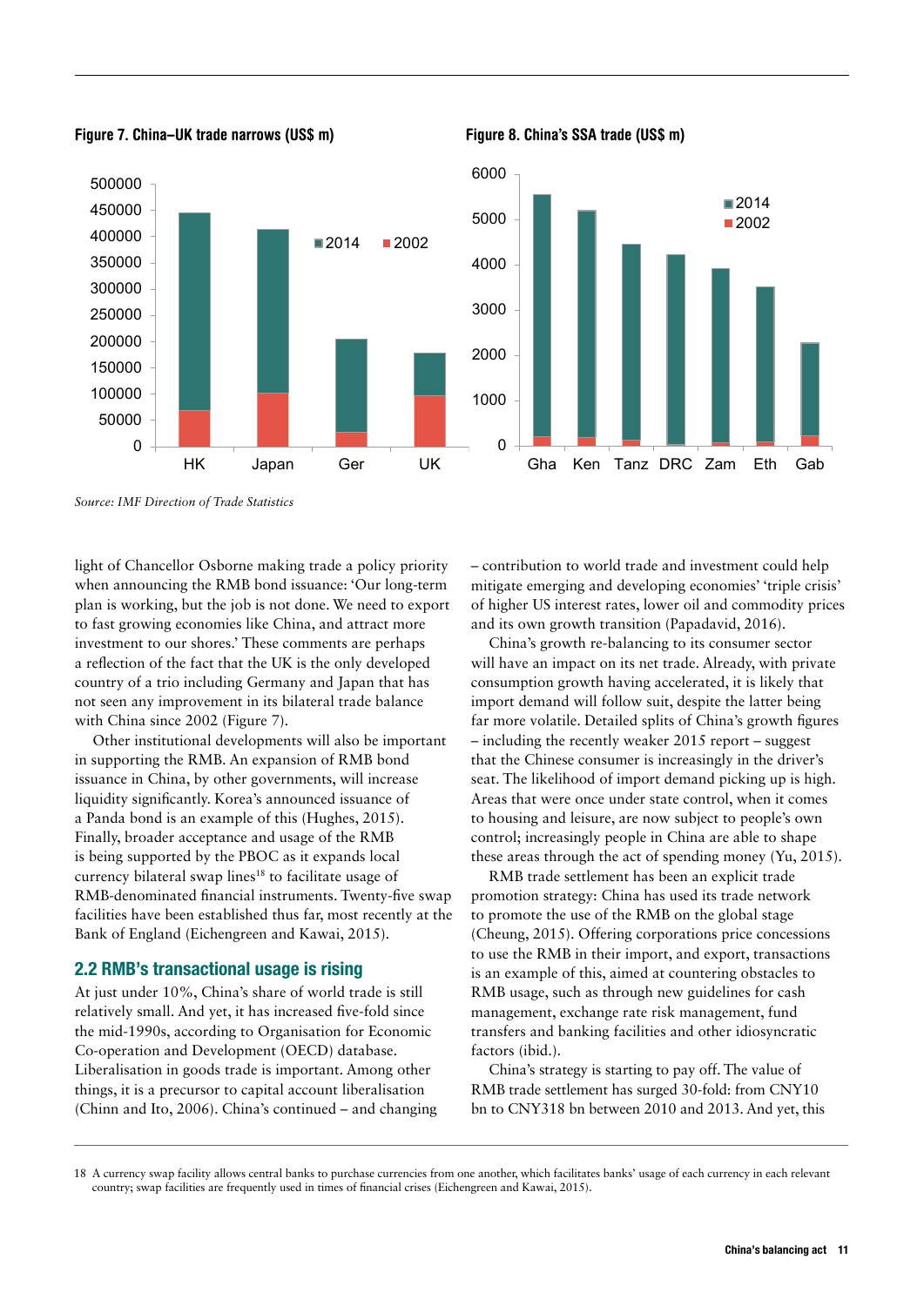**Figure 7. China–UK trade narrows (US$ m)**

**Figure 8. China's SSA trade (US$ m)**

*Source: IMF Direction of Trade Statistics*

light of Chancellor Osborne making trade a policy priority when announcing the RMB bond issuance: 'Our long-term plan is working, but the job is not done. We need to export to fast growing economies like China, and attract more investment to our shores.' These comments are perhaps a reflection of the fact that the UK is the only developed country of a trio including Germany and Japan that has not seen any improvement in its bilateral trade balance with China since 2002 (Figure 7).

Other institutional developments will also be important in supporting the RMB. An expansion of RMB bond issuance in China, by other governments, will increase liquidity significantly. Korea's announced issuance of a Panda bond is an example of this (Hughes, 2015). Finally, broader acceptance and usage of the RMB is being supported by the PBOC as it expands local currency bilateral swap lines[18] to facilitate usage of RMB-denominated financial instruments. Twenty-five swap facilities have been established thus far, most recently at the Bank of England (Eichengreen and Kawai, 2015).

## 2.2 RMB's transactional usage is rising

At just under 10%, China's share of world trade is still relatively small. And yet, it has increased five-fold since the mid-1990s, according to Organisation for Economic Co-operation and Development (OECD) database. Liberalisation in goods trade is important. Among other things, it is a precursor to capital account liberalisation (Chinn and Ito, 2006). China's continued – and changing – contribution to world trade and investment could help mitigate emerging and developing economies' 'triple crisis' of higher US interest rates, lower oil and commodity prices and its own growth transition (Papadavid, 2016).

China's growth re-balancing to its consumer sector will have an impact on its net trade. Already, with private consumption growth having accelerated, it is likely that import demand will follow suit, despite the latter being far more volatile. Detailed splits of China's growth figures – including the recently weaker 2015 report – suggest that the Chinese consumer is increasingly in the driver's seat. The likelihood of import demand picking up is high. Areas that were once under state control, when it comes to housing and leisure, are now subject to people's own control; increasingly people in China are able to shape these areas through the act of spending money (Yu, 2015).

RMB trade settlement has been an explicit trade promotion strategy: China has used its trade network to promote the use of the RMB on the global stage (Cheung, 2015). Offering corporations price concessions to use the RMB in their import, and export, transactions is an example of this, aimed at countering obstacles to RMB usage, such as through new guidelines for cash management, exchange rate risk management, fund transfers and banking facilities and other idiosyncratic factors (ibid.).

China's strategy is starting to pay off. The value of RMB trade settlement has surged 30-fold: from CNY10 bn to CNY318 bn between 2010 and 2013. And yet, this

18 A currency swap facility allows central banks to purchase currencies from one another, which facilitates banks' usage of each currency in each relevant country; swap facilities are frequently used in times of financial crises (Eichengreen and Kawai, 2015).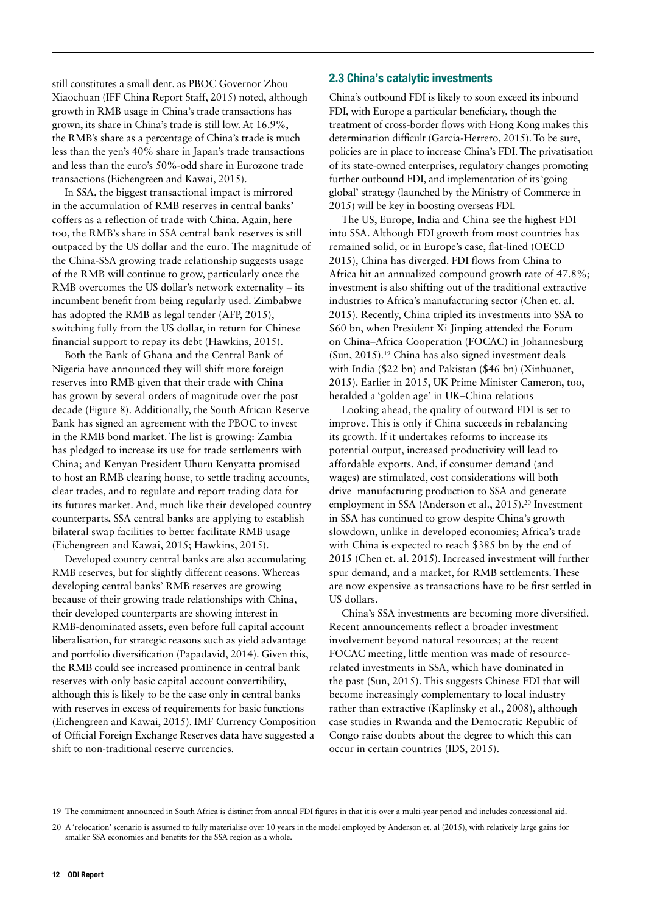still constitutes a small dent. as PBOC Governor Zhou Xiaochuan (IFF China Report Staff, 2015) noted, although growth in RMB usage in China's trade transactions has grown, its share in China's trade is still low. At 16.9%, the RMB's share as a percentage of China's trade is much less than the yen's 40% share in Japan's trade transactions and less than the euro's 50%-odd share in Eurozone trade transactions (Eichengreen and Kawai, 2015).

In SSA, the biggest transactional impact is mirrored in the accumulation of RMB reserves in central banks' coffers as a reflection of trade with China. Again, here too, the RMB's share in SSA central bank reserves is still outpaced by the US dollar and the euro. The magnitude of the China-SSA growing trade relationship suggests usage of the RMB will continue to grow, particularly once the RMB overcomes the US dollar's network externality – its incumbent benefit from being regularly used. Zimbabwe has adopted the RMB as legal tender (AFP, 2015), switching fully from the US dollar, in return for Chinese financial support to repay its debt (Hawkins, 2015).

Both the Bank of Ghana and the Central Bank of Nigeria have announced they will shift more foreign reserves into RMB given that their trade with China has grown by several orders of magnitude over the past decade (Figure 8). Additionally, the South African Reserve Bank has signed an agreement with the PBOC to invest in the RMB bond market. The list is growing: Zambia has pledged to increase its use for trade settlements with China; and Kenyan President Uhuru Kenyatta promised to host an RMB clearing house, to settle trading accounts, clear trades, and to regulate and report trading data for its futures market. And, much like their developed country counterparts, SSA central banks are applying to establish bilateral swap facilities to better facilitate RMB usage (Eichengreen and Kawai, 2015; Hawkins, 2015).

Developed country central banks are also accumulating RMB reserves, but for slightly different reasons. Whereas developing central banks' RMB reserves are growing because of their growing trade relationships with China, their developed counterparts are showing interest in RMB-denominated assets, even before full capital account liberalisation, for strategic reasons such as yield advantage and portfolio diversification (Papadavid, 2014). Given this, the RMB could see increased prominence in central bank reserves with only basic capital account convertibility, although this is likely to be the case only in central banks with reserves in excess of requirements for basic functions (Eichengreen and Kawai, 2015). IMF Currency Composition of Official Foreign Exchange Reserves data have suggested a shift to non-traditional reserve currencies.

## 2.3 China's catalytic investments

China's outbound FDI is likely to soon exceed its inbound FDI, with Europe a particular beneficiary, though the treatment of cross-border flows with Hong Kong makes this determination difficult (Garcia-Herrero, 2015). To be sure, policies are in place to increase China's FDI. The privatisation of its state-owned enterprises, regulatory changes promoting further outbound FDI, and implementation of its 'going global' strategy (launched by the Ministry of Commerce in 2015) will be key in boosting overseas FDI.

The US, Europe, India and China see the highest FDI into SSA. Although FDI growth from most countries has remained solid, or in Europe's case, flat-lined (OECD 2015), China has diverged. FDI flows from China to Africa hit an annualized compound growth rate of 47.8%; investment is also shifting out of the traditional extractive industries to Africa's manufacturing sector (Chen et. al. 2015). Recently, China tripled its investments into SSA to $60 bn, when President Xi Jinping attended the Forum on China–Africa Cooperation (FOCAC) in Johannesburg (Sun, 2015).[19] China has also signed investment deals with India ($22 bn) and Pakistan ($46 bn) (Xinhuanet, 2015). Earlier in 2015, UK Prime Minister Cameron, too, heralded a 'golden age' in UK–China relations

Looking ahead, the quality of outward FDI is set to improve. This is only if China succeeds in rebalancing its growth. If it undertakes reforms to increase its potential output, increased productivity will lead to affordable exports. And, if consumer demand (and wages) are stimulated, cost considerations will both drive manufacturing production to SSA and generate employment in SSA (Anderson et al., 2015).[20] Investment in SSA has continued to grow despite China's growth slowdown, unlike in developed economies; Africa's trade with China is expected to reach $385 bn by the end of 2015 (Chen et. al. 2015). Increased investment will further spur demand, and a market, for RMB settlements. These are now expensive as transactions have to be first settled in US dollars.

China's SSA investments are becoming more diversified. Recent announcements reflect a broader investment involvement beyond natural resources; at the recent FOCAC meeting, little mention was made of resource-related investments in SSA, which have dominated in the past (Sun, 2015). This suggests Chinese FDI that will become increasingly complementary to local industry rather than extractive (Kaplinsky et al., 2008), although case studies in Rwanda and the Democratic Republic of Congo raise doubts about the degree to which this can occur in certain countries (IDS, 2015).

---

19 The commitment announced in South Africa is distinct from annual FDI figures in that it is over a multi-year period and includes concessional aid.

20 A 'relocation' scenario is assumed to fully materialise over 10 years in the model employed by Anderson et. al (2015), with relatively large gains for smaller SSA economies and benefits for the SSA region as a whole.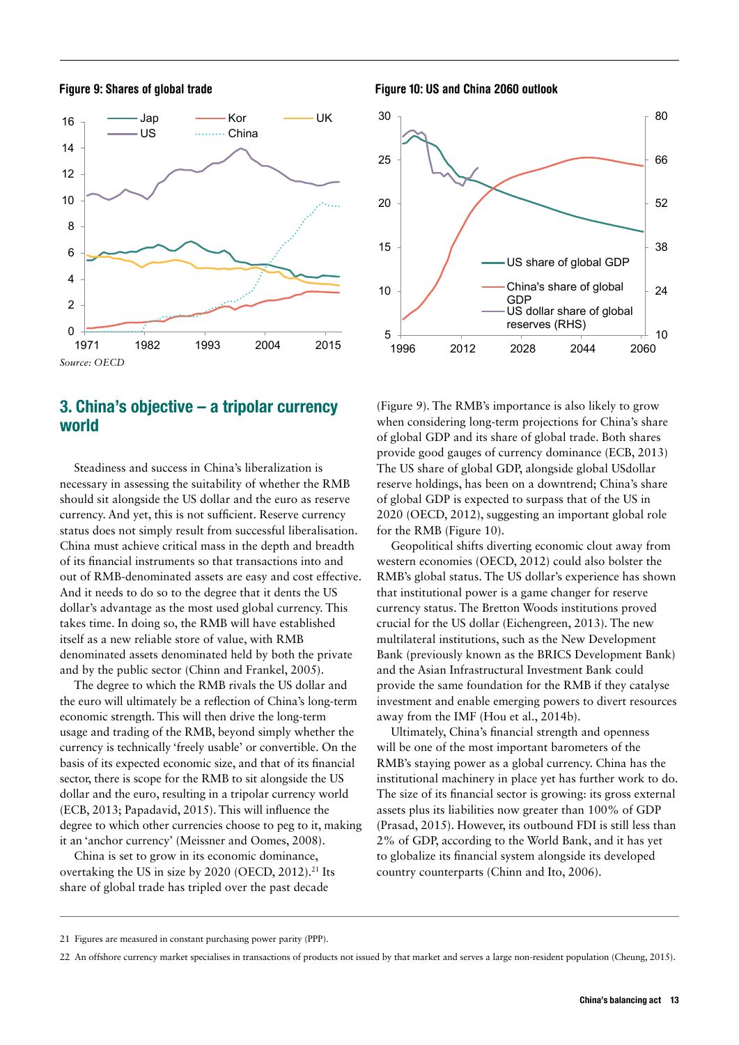**Figure 9: Shares of global trade**

*Source: OECD*

**Figure 10: US and China 2060 outlook**

## 3. China's objective – a tripolar currency world

Steadiness and success in China's liberalization is necessary in assessing the suitability of whether the RMB should sit alongside the US dollar and the euro as reserve currency. And yet, this is not sufficient. Reserve currency status does not simply result from successful liberalisation. China must achieve critical mass in the depth and breadth of its financial instruments so that transactions into and out of RMB-denominated assets are easy and cost effective. And it needs to do so to the degree that it dents the US dollar's advantage as the most used global currency. This takes time. In doing so, the RMB will have established itself as a new reliable store of value, with RMB denominated assets denominated held by both the private and by the public sector (Chinn and Frankel, 2005).

The degree to which the RMB rivals the US dollar and the euro will ultimately be a reflection of China's long-term economic strength. This will then drive the long-term usage and trading of the RMB, beyond simply whether the currency is technically 'freely usable' or convertible. On the basis of its expected economic size, and that of its financial sector, there is scope for the RMB to sit alongside the US dollar and the euro, resulting in a tripolar currency world (ECB, 2013; Papadavid, 2015). This will influence the degree to which other currencies choose to peg to it, making it an 'anchor currency' (Meissner and Oomes, 2008).

China is set to grow in its economic dominance, overtaking the US in size by 2020 (OECD, 2012).[21] Its share of global trade has tripled over the past decade (Figure 9). The RMB's importance is also likely to grow when considering long-term projections for China's share of global GDP and its share of global trade. Both shares provide good gauges of currency dominance (ECB, 2013) The US share of global GDP, alongside global USdollar reserve holdings, has been on a downtrend; China's share of global GDP is expected to surpass that of the US in 2020 (OECD, 2012), suggesting an important global role for the RMB (Figure 10).

Geopolitical shifts diverting economic clout away from western economies (OECD, 2012) could also bolster the RMB's global status. The US dollar's experience has shown that institutional power is a game changer for reserve currency status. The Bretton Woods institutions proved crucial for the US dollar (Eichengreen, 2013). The new multilateral institutions, such as the New Development Bank (previously known as the BRICS Development Bank) and the Asian Infrastructural Investment Bank could provide the same foundation for the RMB if they catalyse investment and enable emerging powers to divert resources away from the IMF (Hou et al., 2014b).

Ultimately, China's financial strength and openness will be one of the most important barometers of the RMB's staying power as a global currency. China has the institutional machinery in place yet has further work to do. The size of its financial sector is growing: its gross external assets plus its liabilities now greater than 100% of GDP (Prasad, 2015). However, its outbound FDI is still less than 2% of GDP, according to the World Bank, and it has yet to globalize its financial system alongside its developed country counterparts (Chinn and Ito, 2006).

---

21 Figures are measured in constant purchasing power parity (PPP).

22 An offshore currency market specialises in transactions of products not issued by that market and serves a large non-resident population (Cheung, 2015).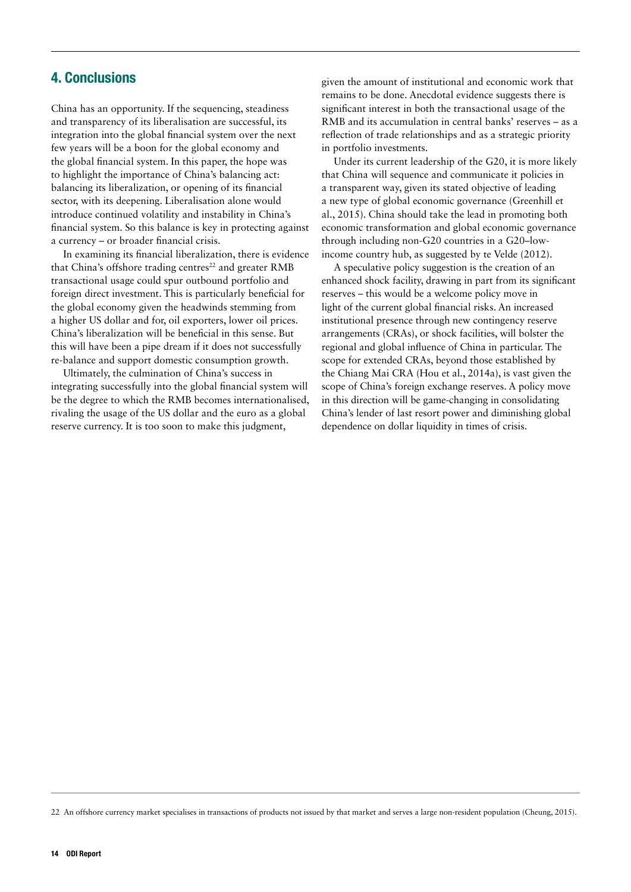## 4. Conclusions

China has an opportunity. If the sequencing, steadiness and transparency of its liberalisation are successful, its integration into the global financial system over the next few years will be a boon for the global economy and the global financial system. In this paper, the hope was to highlight the importance of China's balancing act: balancing its liberalization, or opening of its financial sector, with its deepening. Liberalisation alone would introduce continued volatility and instability in China's financial system. So this balance is key in protecting against a currency – or broader financial crisis.

In examining its financial liberalization, there is evidence that China's offshore trading centres[22] and greater RMB transactional usage could spur outbound portfolio and foreign direct investment. This is particularly beneficial for the global economy given the headwinds stemming from a higher US dollar and for, oil exporters, lower oil prices. China's liberalization will be beneficial in this sense. But this will have been a pipe dream if it does not successfully re-balance and support domestic consumption growth.

Ultimately, the culmination of China's success in integrating successfully into the global financial system will be the degree to which the RMB becomes internationalised, rivaling the usage of the US dollar and the euro as a global reserve currency. It is too soon to make this judgment, given the amount of institutional and economic work that remains to be done. Anecdotal evidence suggests there is significant interest in both the transactional usage of the RMB and its accumulation in central banks' reserves – as a reflection of trade relationships and as a strategic priority in portfolio investments.

Under its current leadership of the G20, it is more likely that China will sequence and communicate it policies in a transparent way, given its stated objective of leading a new type of global economic governance (Greenhill et al., 2015). China should take the lead in promoting both economic transformation and global economic governance through including non-G20 countries in a G20–low-income country hub, as suggested by te Velde (2012).

A speculative policy suggestion is the creation of an enhanced shock facility, drawing in part from its significant reserves – this would be a welcome policy move in light of the current global financial risks. An increased institutional presence through new contingency reserve arrangements (CRAs), or shock facilities, will bolster the regional and global influence of China in particular. The scope for extended CRAs, beyond those established by the Chiang Mai CRA (Hou et al., 2014a), is vast given the scope of China's foreign exchange reserves. A policy move in this direction will be game-changing in consolidating China's lender of last resort power and diminishing global dependence on dollar liquidity in times of crisis.

22 An offshore currency market specialises in transactions of products not issued by that market and serves a large non-resident population (Cheung, 2015).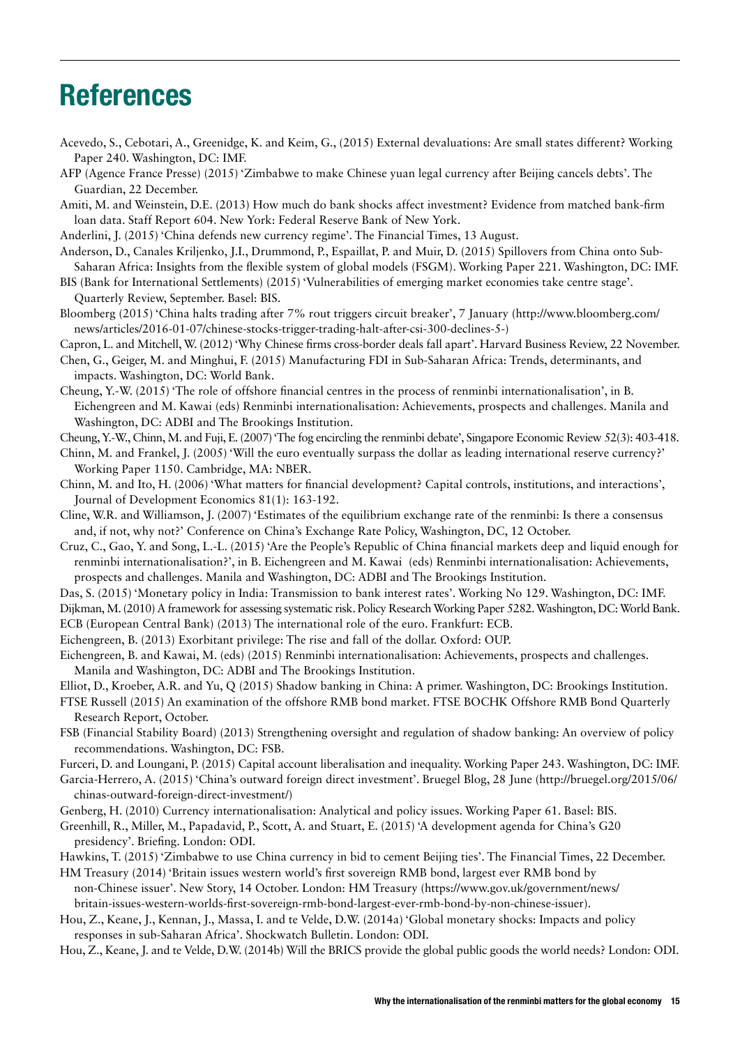# References

Acevedo, S., Cebotari, A., Greenidge, K. and Keim, G., (2015) External devaluations: Are small states different? Working Paper 240. Washington, DC: IMF.

AFP (Agence France Presse) (2015) 'Zimbabwe to make Chinese yuan legal currency after Beijing cancels debts'. The Guardian, 22 December.

Amiti, M. and Weinstein, D.E. (2013) How much do bank shocks affect investment? Evidence from matched bank-firm loan data. Staff Report 604. New York: Federal Reserve Bank of New York.

Anderlini, J. (2015) 'China defends new currency regime'. The Financial Times, 13 August.

Anderson, D., Canales Kriljenko, J.I., Drummond, P., Espaillat, P. and Muir, D. (2015) Spillovers from China onto Sub-Saharan Africa: Insights from the flexible system of global models (FSGM). Working Paper 221. Washington, DC: IMF.

BIS (Bank for International Settlements) (2015) 'Vulnerabilities of emerging market economies take centre stage'. Quarterly Review, September. Basel: BIS.

Bloomberg (2015) 'China halts trading after 7% rout triggers circuit breaker', 7 January (http://www.bloomberg.com/news/articles/2016-01-07/chinese-stocks-trigger-trading-halt-after-csi-300-declines-5-)

Capron, L. and Mitchell, W. (2012) 'Why Chinese firms cross-border deals fall apart'. Harvard Business Review, 22 November.

Chen, G., Geiger, M. and Minghui, F. (2015) Manufacturing FDI in Sub-Saharan Africa: Trends, determinants, and impacts. Washington, DC: World Bank.

Cheung, Y.-W. (2015) 'The role of offshore financial centres in the process of renminbi internationalisation', in B. Eichengreen and M. Kawai (eds) Renminbi internationalisation: Achievements, prospects and challenges. Manila and Washington, DC: ADBI and The Brookings Institution.

Cheung, Y.-W., Chinn, M. and Fuji, E. (2007) 'The fog encircling the renminbi debate', Singapore Economic Review 52(3): 403-418.

Chinn, M. and Frankel, J. (2005) 'Will the euro eventually surpass the dollar as leading international reserve currency?' Working Paper 1150. Cambridge, MA: NBER.

Chinn, M. and Ito, H. (2006) 'What matters for financial development? Capital controls, institutions, and interactions', Journal of Development Economics 81(1): 163-192.

Cline, W.R. and Williamson, J. (2007) 'Estimates of the equilibrium exchange rate of the renminbi: Is there a consensus and, if not, why not?' Conference on China's Exchange Rate Policy, Washington, DC, 12 October.

Cruz, C., Gao, Y. and Song, L.-L. (2015) 'Are the People's Republic of China financial markets deep and liquid enough for renminbi internationalisation?', in B. Eichengreen and M. Kawai (eds) Renminbi internationalisation: Achievements, prospects and challenges. Manila and Washington, DC: ADBI and The Brookings Institution.

Das, S. (2015) 'Monetary policy in India: Transmission to bank interest rates'. Working No 129. Washington, DC: IMF.

Dijkman, M. (2010) A framework for assessing systematic risk. Policy Research Working Paper 5282. Washington, DC: World Bank.

ECB (European Central Bank) (2013) The international role of the euro. Frankfurt: ECB.

Eichengreen, B. (2013) Exorbitant privilege: The rise and fall of the dollar. Oxford: OUP.

Eichengreen, B. and Kawai, M. (eds) (2015) Renminbi internationalisation: Achievements, prospects and challenges. Manila and Washington, DC: ADBI and The Brookings Institution.

Elliot, D., Kroeber, A.R. and Yu, Q (2015) Shadow banking in China: A primer. Washington, DC: Brookings Institution.

FTSE Russell (2015) An examination of the offshore RMB bond market. FTSE BOCHK Offshore RMB Bond Quarterly Research Report, October.

FSB (Financial Stability Board) (2013) Strengthening oversight and regulation of shadow banking: An overview of policy recommendations. Washington, DC: FSB.

Furceri, D. and Loungani, P. (2015) Capital account liberalisation and inequality. Working Paper 243. Washington, DC: IMF.

Garcia-Herrero, A. (2015) 'China's outward foreign direct investment'. Bruegel Blog, 28 June (http://bruegel.org/2015/06/chinas-outward-foreign-direct-investment/)

Genberg, H. (2010) Currency internationalisation: Analytical and policy issues. Working Paper 61. Basel: BIS.

Greenhill, R., Miller, M., Papadavid, P., Scott, A. and Stuart, E. (2015) 'A development agenda for China's G20 presidency'. Briefing. London: ODI.

Hawkins, T. (2015) 'Zimbabwe to use China currency in bid to cement Beijing ties'. The Financial Times, 22 December.

HM Treasury (2014) 'Britain issues western world's first sovereign RMB bond, largest ever RMB bond by non-Chinese issuer'. New Story, 14 October. London: HM Treasury (https://www.gov.uk/government/news/britain-issues-western-worlds-first-sovereign-rmb-bond-largest-ever-rmb-bond-by-non-chinese-issuer).

Hou, Z., Keane, J., Kennan, J., Massa, I. and te Velde, D.W. (2014a) 'Global monetary shocks: Impacts and policy responses in sub-Saharan Africa'. Shockwatch Bulletin. London: ODI.

Hou, Z., Keane, J. and te Velde, D.W. (2014b) Will the BRICS provide the global public goods the world needs? London: ODI.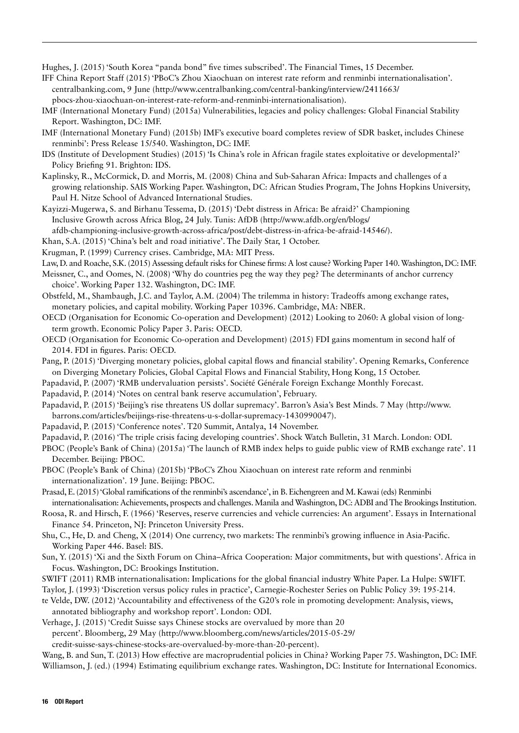Hughes, J. (2015) 'South Korea "panda bond" five times subscribed'. The Financial Times, 15 December.

IFF China Report Staff (2015) 'PBoC's Zhou Xiaochuan on interest rate reform and renminbi internationalisation'. centralbanking.com, 9 June (http://www.centralbanking.com/central-banking/interview/2411663/pbocs-zhou-xiaochuan-on-interest-rate-reform-and-renminbi-internationalisation).

IMF (International Monetary Fund) (2015a) Vulnerabilities, legacies and policy challenges: Global Financial Stability Report. Washington, DC: IMF.

IMF (International Monetary Fund) (2015b) IMF's executive board completes review of SDR basket, includes Chinese renminbi': Press Release 15/540. Washington, DC: IMF.

IDS (Institute of Development Studies) (2015) 'Is China's role in African fragile states exploitative or developmental?' Policy Briefing 91. Brighton: IDS.

Kaplinsky, R., McCormick, D. and Morris, M. (2008) China and Sub-Saharan Africa: Impacts and challenges of a growing relationship. SAIS Working Paper. Washington, DC: African Studies Program, The Johns Hopkins University, Paul H. Nitze School of Advanced International Studies.

Kayizzi-Mugerwa, S. and Birhanu Tessema, D. (2015) 'Debt distress in Africa: Be afraid?' Championing Inclusive Growth across Africa Blog, 24 July. Tunis: AfDB (http://www.afdb.org/en/blogs/afdb-championing-inclusive-growth-across-africa/post/debt-distress-in-africa-be-afraid-14546/).

Khan, S.A. (2015) 'China's belt and road initiative'. The Daily Star, 1 October.

Krugman, P. (1999) Currency crises. Cambridge, MA: MIT Press.

Law, D. and Roache, S.K. (2015) Assessing default risks for Chinese firms: A lost cause? Working Paper 140. Washington, DC: IMF.

Meissner, C., and Oomes, N. (2008) 'Why do countries peg the way they peg? The determinants of anchor currency choice'. Working Paper 132. Washington, DC: IMF.

Obstfeld, M., Shambaugh, J.C. and Taylor, A.M. (2004) The trilemma in history: Tradeoffs among exchange rates, monetary policies, and capital mobility. Working Paper 10396. Cambridge, MA: NBER.

OECD (Organisation for Economic Co-operation and Development) (2012) Looking to 2060: A global vision of long-term growth. Economic Policy Paper 3. Paris: OECD.

OECD (Organisation for Economic Co-operation and Development) (2015) FDI gains momentum in second half of 2014. FDI in figures. Paris: OECD.

Pang, P. (2015) 'Diverging monetary policies, global capital flows and financial stability'. Opening Remarks, Conference on Diverging Monetary Policies, Global Capital Flows and Financial Stability, Hong Kong, 15 October.

Papadavid, P. (2007) 'RMB undervaluation persists'. Société Générale Foreign Exchange Monthly Forecast.

Papadavid, P. (2014) 'Notes on central bank reserve accumulation', February.

Papadavid, P. (2015) 'Beijing's rise threatens US dollar supremacy'. Barron's Asia's Best Minds. 7 May (http://www.barrons.com/articles/beijings-rise-threatens-u-s-dollar-supremacy-1430990047).

Papadavid, P. (2015) 'Conference notes'. T20 Summit, Antalya, 14 November.

Papadavid, P. (2016) 'The triple crisis facing developing countries'. Shock Watch Bulletin, 31 March. London: ODI.

PBOC (People's Bank of China) (2015a) 'The launch of RMB index helps to guide public view of RMB exchange rate'. 11 December. Beijing: PBOC.

PBOC (People's Bank of China) (2015b) 'PBoC's Zhou Xiaochuan on interest rate reform and renminbi internationalization'. 19 June. Beijing: PBOC.

Prasad, E. (2015) 'Global ramifications of the renminbi's ascendance', in B. Eichengreen and M. Kawai (eds) Renminbi internationalisation: Achievements, prospects and challenges. Manila and Washington, DC: ADBI and The Brookings Institution.

Roosa, R. and Hirsch, F. (1966) 'Reserves, reserve currencies and vehicle currencies: An argument'. Essays in International Finance 54. Princeton, NJ: Princeton University Press.

Shu, C., He, D. and Cheng, X (2014) One currency, two markets: The renminbi's growing influence in Asia-Pacific. Working Paper 446. Basel: BIS.

Sun, Y. (2015) 'Xi and the Sixth Forum on China–Africa Cooperation: Major commitments, but with questions'. Africa in Focus. Washington, DC: Brookings Institution.

SWIFT (2011) RMB internationalisation: Implications for the global financial industry White Paper. La Hulpe: SWIFT.

Taylor, J. (1993) 'Discretion versus policy rules in practice', Carnegie-Rochester Series on Public Policy 39: 195-214.

te Velde, DW. (2012) 'Accountability and effectiveness of the G20's role in promoting development: Analysis, views, annotated bibliography and workshop report'. London: ODI.

Verhage, J. (2015) 'Credit Suisse says Chinese stocks are overvalued by more than 20 percent'. Bloomberg, 29 May (http://www.bloomberg.com/news/articles/2015-05-29/credit-suisse-says-chinese-stocks-are-overvalued-by-more-than-20-percent).

Wang, B. and Sun, T. (2013) How effective are macroprudential policies in China? Working Paper 75. Washington, DC: IMF.

Williamson, J. (ed.) (1994) Estimating equilibrium exchange rates. Washington, DC: Institute for International Economics.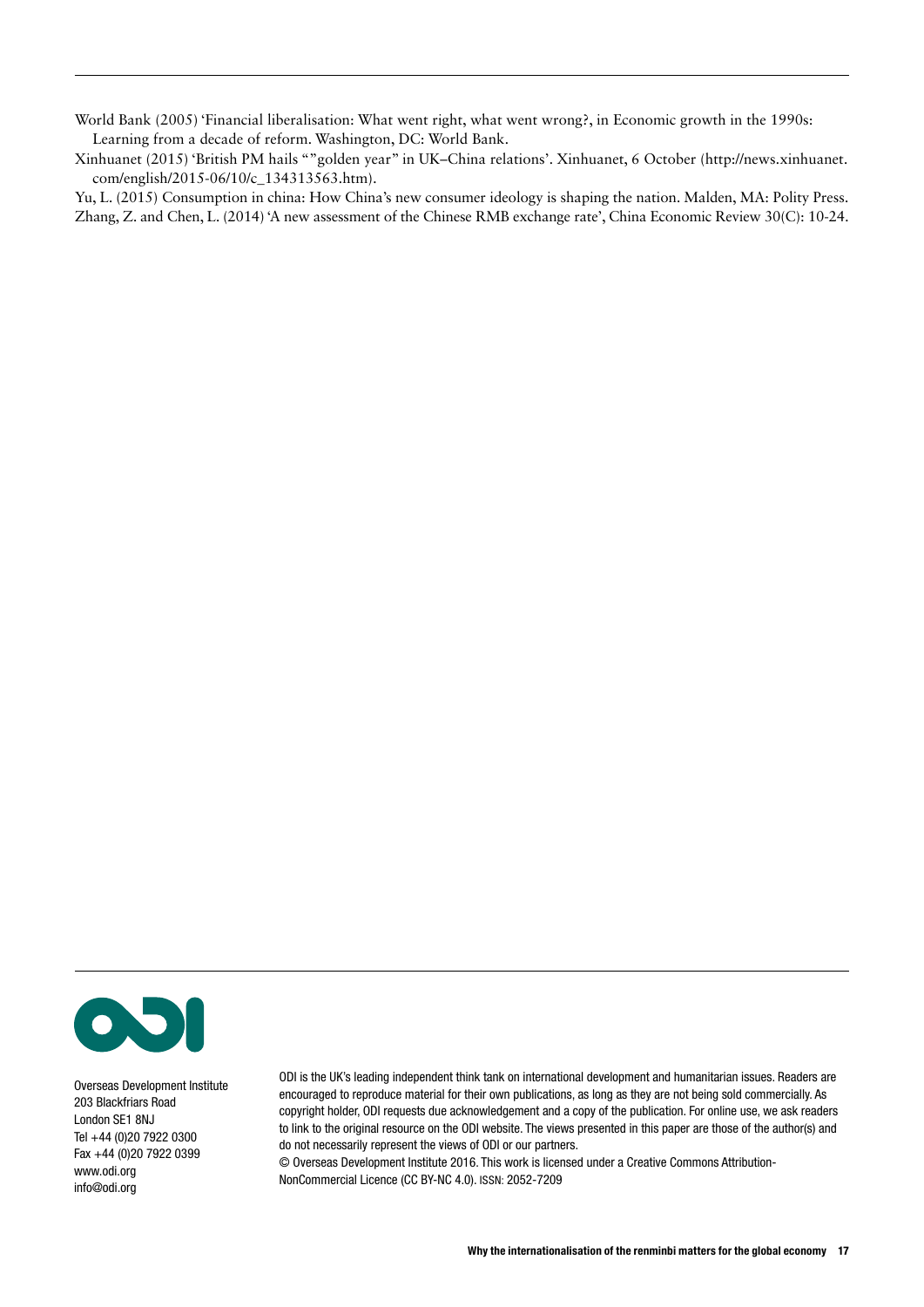World Bank (2005) 'Financial liberalisation: What went right, what went wrong?, in Economic growth in the 1990s: Learning from a decade of reform. Washington, DC: World Bank.

Xinhuanet (2015) 'British PM hails ""golden year" in UK–China relations'. Xinhuanet, 6 October (http://news.xinhuanet.com/english/2015-06/10/c_134313563.htm).

Yu, L. (2015) Consumption in china: How China's new consumer ideology is shaping the nation. Malden, MA: Polity Press.

Zhang, Z. and Chen, L. (2014) 'A new assessment of the Chinese RMB exchange rate', China Economic Review 30(C): 10-24.

Overseas Development Institute
203 Blackfriars Road
London SE1 8NJ
Tel +44 (0)20 7922 0300
Fax +44 (0)20 7922 0399
www.odi.org
info@odi.org

ODI is the UK's leading independent think tank on international development and humanitarian issues. Readers are encouraged to reproduce material for their own publications, as long as they are not being sold commercially. As copyright holder, ODI requests due acknowledgement and a copy of the publication. For online use, we ask readers to link to the original resource on the ODI website. The views presented in this paper are those of the author(s) and do not necessarily represent the views of ODI or our partners.

© Overseas Development Institute 2016. This work is licensed under a Creative Commons Attribution-NonCommercial Licence (CC BY-NC 4.0). ISSN: 2052-7209